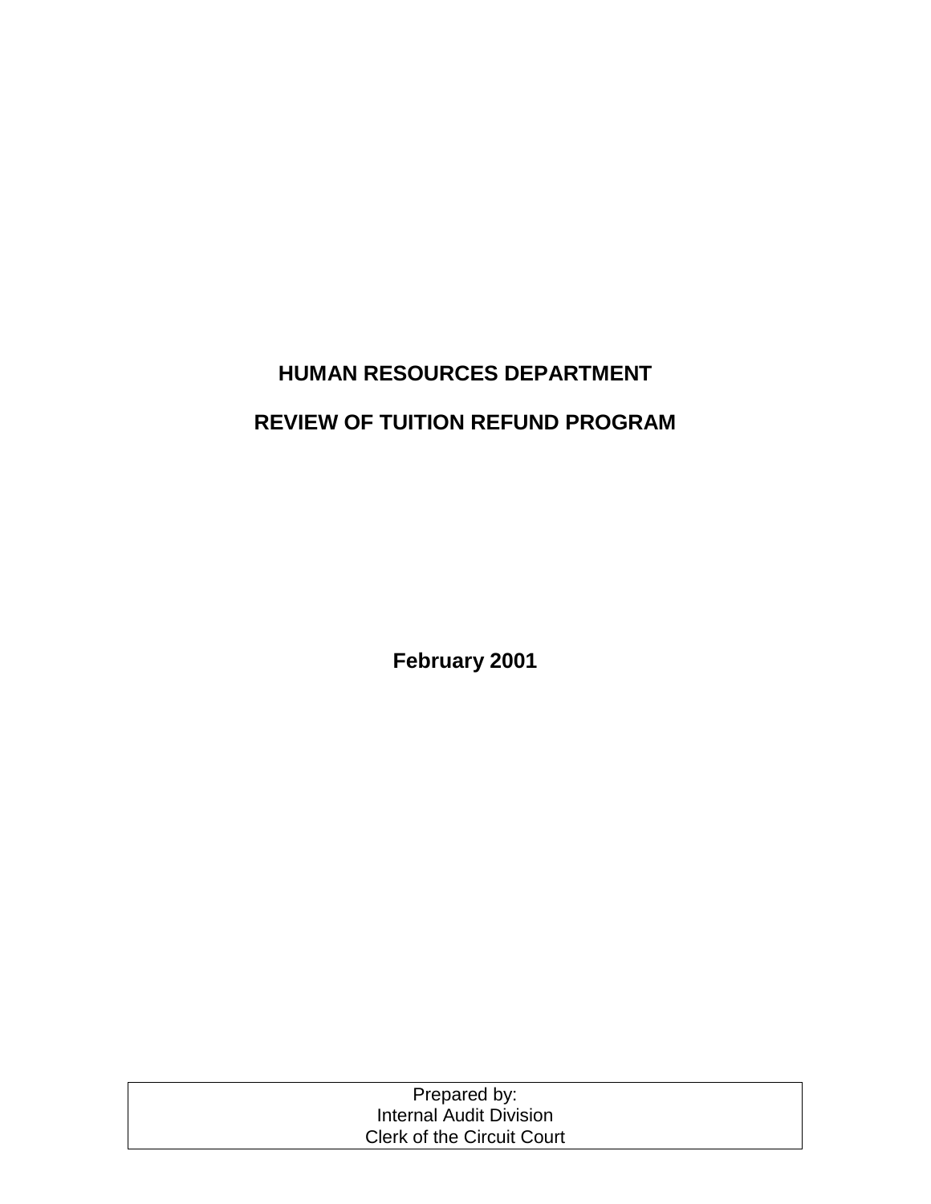# HUMAN RESOURCES DEPARTMENT

# REVIEW OF TUITION REFUND PROGRAM

**February 2001**

Prepared by:
Internal Audit Division
Clerk of the Circuit Court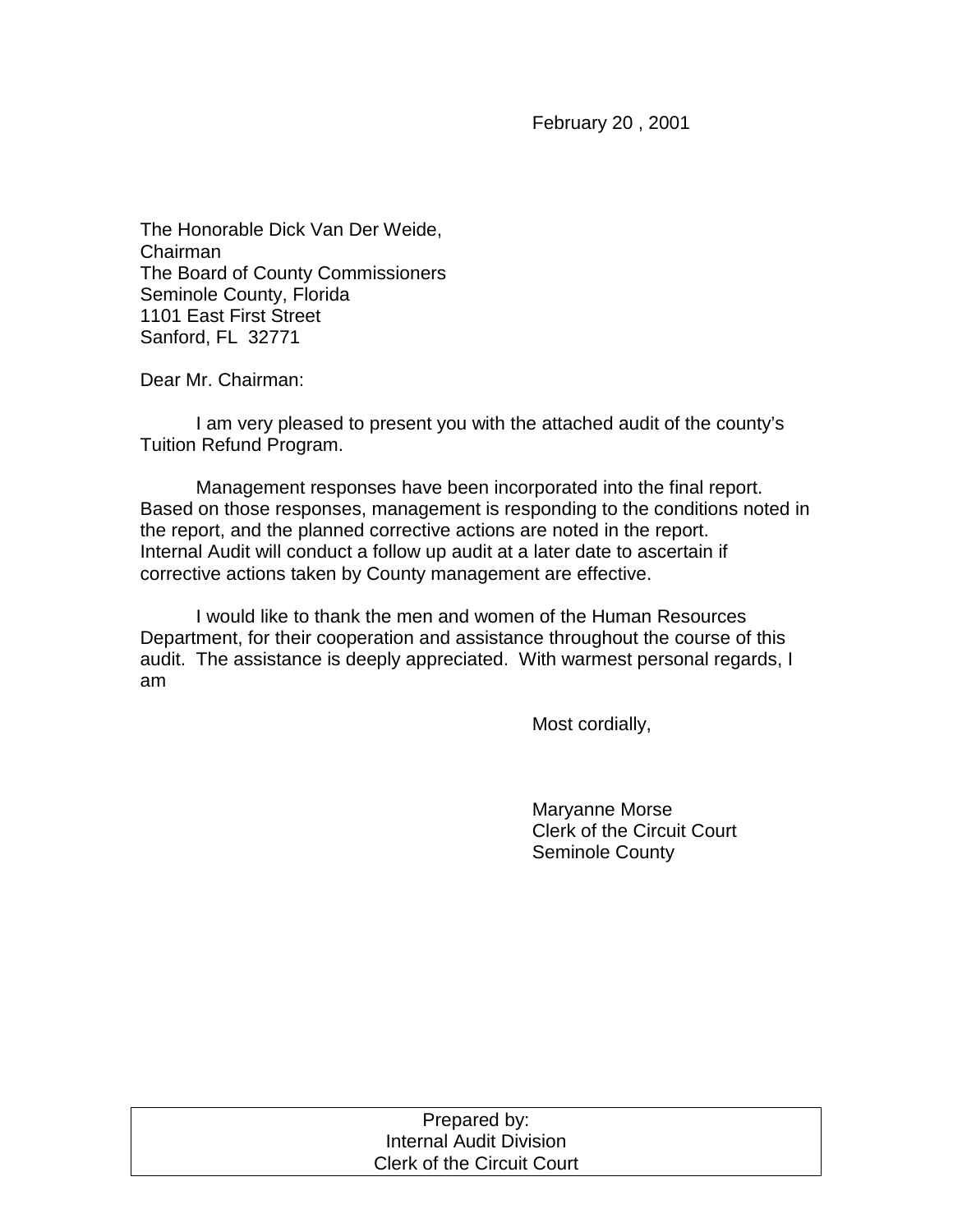February 20 , 2001

The Honorable Dick Van Der Weide,
Chairman
The Board of County Commissioners
Seminole County, Florida
1101 East First Street
Sanford, FL 32771

Dear Mr. Chairman:

I am very pleased to present you with the attached audit of the county's Tuition Refund Program.

Management responses have been incorporated into the final report. Based on those responses, management is responding to the conditions noted in the report, and the planned corrective actions are noted in the report. Internal Audit will conduct a follow up audit at a later date to ascertain if corrective actions taken by County management are effective.

I would like to thank the men and women of the Human Resources Department, for their cooperation and assistance throughout the course of this audit. The assistance is deeply appreciated. With warmest personal regards, I am

Most cordially,

Maryanne Morse
Clerk of the Circuit Court
Seminole County

Prepared by:
Internal Audit Division
Clerk of the Circuit Court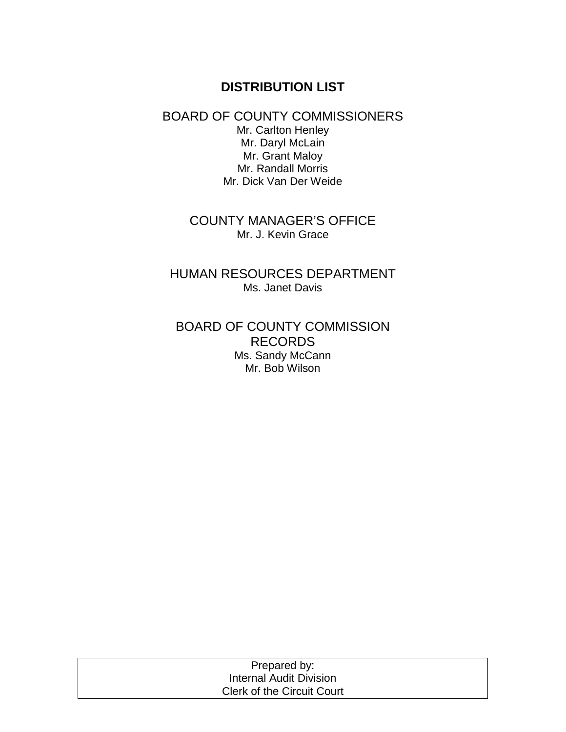# DISTRIBUTION LIST

## BOARD OF COUNTY COMMISSIONERS

Mr. Carlton Henley
Mr. Daryl McLain
Mr. Grant Maloy
Mr. Randall Morris
Mr. Dick Van Der Weide

## COUNTY MANAGER'S OFFICE

Mr. J. Kevin Grace

## HUMAN RESOURCES DEPARTMENT

Ms. Janet Davis

## BOARD OF COUNTY COMMISSION RECORDS

Ms. Sandy McCann
Mr. Bob Wilson

Prepared by:
Internal Audit Division
Clerk of the Circuit Court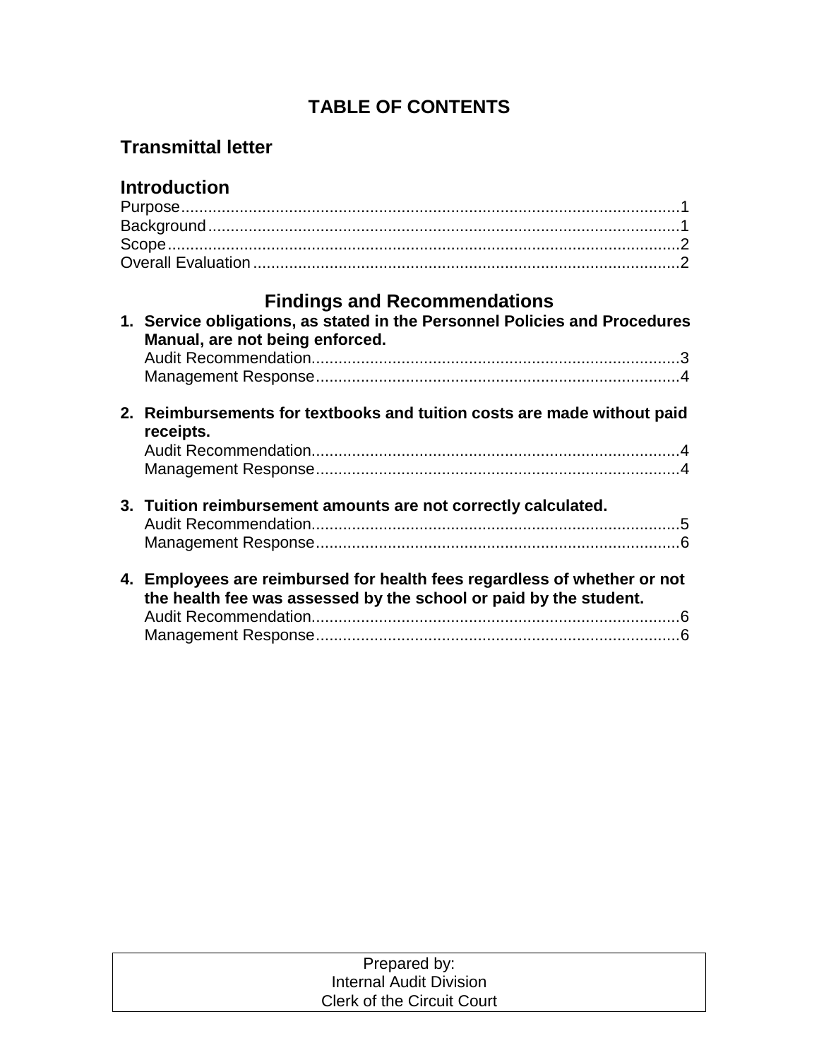# TABLE OF CONTENTS

## Transmittal letter

## Introduction

Purpose....................................................................................................1
Background...............................................................................................1
Scope.......................................................................................................2
Overall Evaluation....................................................................................2

## Findings and Recommendations

1. **Service obligations, as stated in the Personnel Policies and Procedures Manual, are not being enforced.**
   Audit Recommendation.........................................................................3
   Management Response.........................................................................4

2. **Reimbursements for textbooks and tuition costs are made without paid receipts.**
   Audit Recommendation.........................................................................4
   Management Response.........................................................................4

3. **Tuition reimbursement amounts are not correctly calculated.**
   Audit Recommendation.........................................................................5
   Management Response.........................................................................6

4. **Employees are reimbursed for health fees regardless of whether or not the health fee was assessed by the school or paid by the student.**
   Audit Recommendation.........................................................................6
   Management Response.........................................................................6

Prepared by:
Internal Audit Division
Clerk of the Circuit Court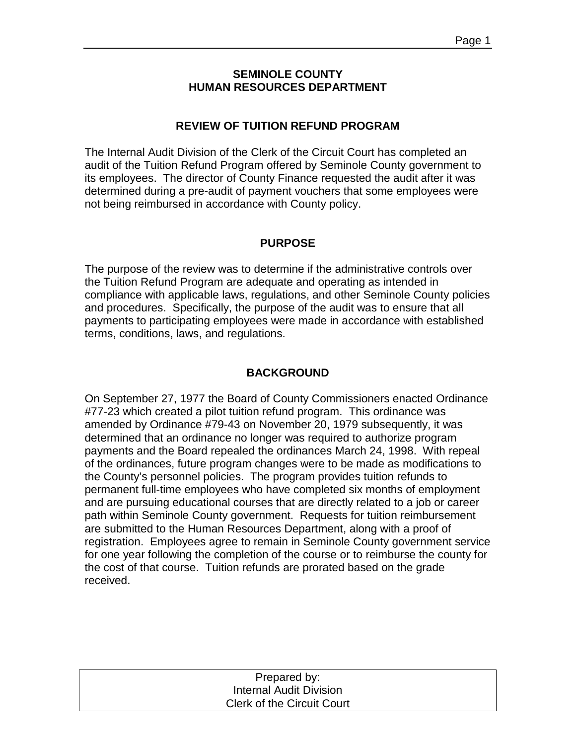**SEMINOLE COUNTY**
**HUMAN RESOURCES DEPARTMENT**

## REVIEW OF TUITION REFUND PROGRAM

The Internal Audit Division of the Clerk of the Circuit Court has completed an audit of the Tuition Refund Program offered by Seminole County government to its employees. The director of County Finance requested the audit after it was determined during a pre-audit of payment vouchers that some employees were not being reimbursed in accordance with County policy.

## PURPOSE

The purpose of the review was to determine if the administrative controls over the Tuition Refund Program are adequate and operating as intended in compliance with applicable laws, regulations, and other Seminole County policies and procedures. Specifically, the purpose of the audit was to ensure that all payments to participating employees were made in accordance with established terms, conditions, laws, and regulations.

## BACKGROUND

On September 27, 1977 the Board of County Commissioners enacted Ordinance #77-23 which created a pilot tuition refund program. This ordinance was amended by Ordinance #79-43 on November 20, 1979 subsequently, it was determined that an ordinance no longer was required to authorize program payments and the Board repealed the ordinances March 24, 1998. With repeal of the ordinances, future program changes were to be made as modifications to the County's personnel policies. The program provides tuition refunds to permanent full-time employees who have completed six months of employment and are pursuing educational courses that are directly related to a job or career path within Seminole County government. Requests for tuition reimbursement are submitted to the Human Resources Department, along with a proof of registration. Employees agree to remain in Seminole County government service for one year following the completion of the course or to reimburse the county for the cost of that course. Tuition refunds are prorated based on the grade received.

Prepared by:
Internal Audit Division
Clerk of the Circuit Court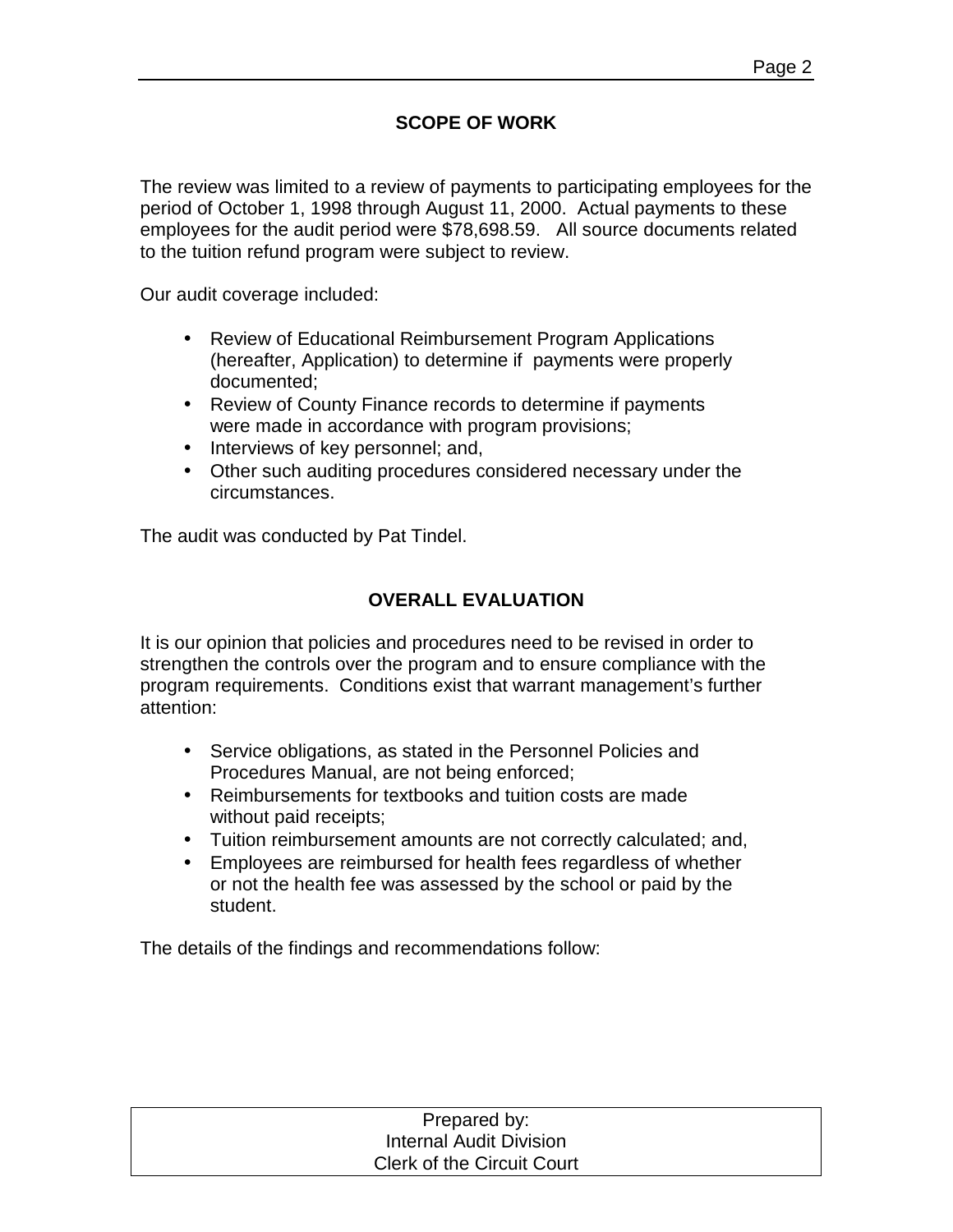## SCOPE OF WORK

The review was limited to a review of payments to participating employees for the period of October 1, 1998 through August 11, 2000. Actual payments to these employees for the audit period were $78,698.59. All source documents related to the tuition refund program were subject to review.

Our audit coverage included:

- Review of Educational Reimbursement Program Applications (hereafter, Application) to determine if payments were properly documented;
- Review of County Finance records to determine if payments were made in accordance with program provisions;
- Interviews of key personnel; and,
- Other such auditing procedures considered necessary under the circumstances.

The audit was conducted by Pat Tindel.

## OVERALL EVALUATION

It is our opinion that policies and procedures need to be revised in order to strengthen the controls over the program and to ensure compliance with the program requirements. Conditions exist that warrant management's further attention:

- Service obligations, as stated in the Personnel Policies and Procedures Manual, are not being enforced;
- Reimbursements for textbooks and tuition costs are made without paid receipts;
- Tuition reimbursement amounts are not correctly calculated; and,
- Employees are reimbursed for health fees regardless of whether or not the health fee was assessed by the school or paid by the student.

The details of the findings and recommendations follow:

Prepared by:
Internal Audit Division
Clerk of the Circuit Court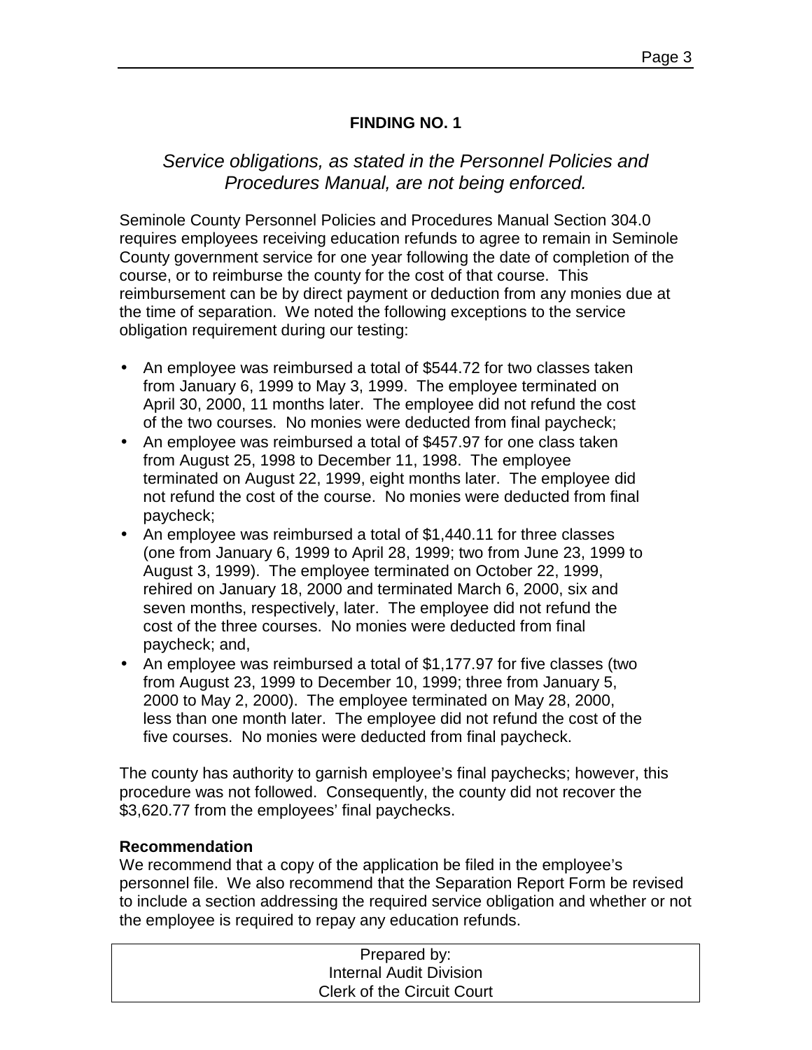## FINDING NO. 1

*Service obligations, as stated in the Personnel Policies and Procedures Manual, are not being enforced.*

Seminole County Personnel Policies and Procedures Manual Section 304.0 requires employees receiving education refunds to agree to remain in Seminole County government service for one year following the date of completion of the course, or to reimburse the county for the cost of that course. This reimbursement can be by direct payment or deduction from any monies due at the time of separation. We noted the following exceptions to the service obligation requirement during our testing:

- An employee was reimbursed a total of $544.72 for two classes taken from January 6, 1999 to May 3, 1999. The employee terminated on April 30, 2000, 11 months later. The employee did not refund the cost of the two courses. No monies were deducted from final paycheck;
- An employee was reimbursed a total of $457.97 for one class taken from August 25, 1998 to December 11, 1998. The employee terminated on August 22, 1999, eight months later. The employee did not refund the cost of the course. No monies were deducted from final paycheck;
- An employee was reimbursed a total of $1,440.11 for three classes (one from January 6, 1999 to April 28, 1999; two from June 23, 1999 to August 3, 1999). The employee terminated on October 22, 1999, rehired on January 18, 2000 and terminated March 6, 2000, six and seven months, respectively, later. The employee did not refund the cost of the three courses. No monies were deducted from final paycheck; and,
- An employee was reimbursed a total of $1,177.97 for five classes (two from August 23, 1999 to December 10, 1999; three from January 5, 2000 to May 2, 2000). The employee terminated on May 28, 2000, less than one month later. The employee did not refund the cost of the five courses. No monies were deducted from final paycheck.

The county has authority to garnish employee's final paychecks; however, this procedure was not followed. Consequently, the county did not recover the $3,620.77 from the employees' final paychecks.

**Recommendation**
We recommend that a copy of the application be filed in the employee's personnel file. We also recommend that the Separation Report Form be revised to include a section addressing the required service obligation and whether or not the employee is required to repay any education refunds.

Prepared by:
Internal Audit Division
Clerk of the Circuit Court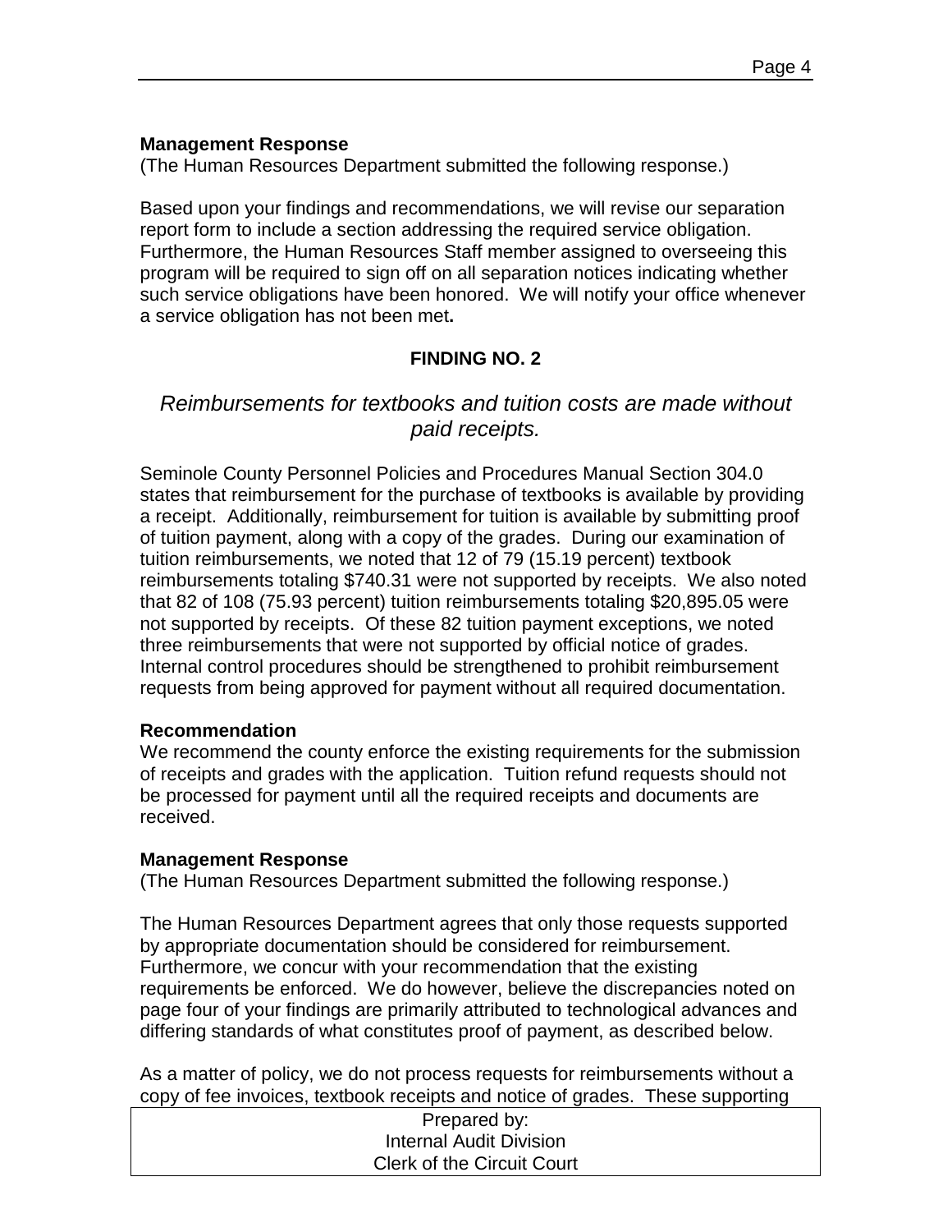**Management Response**

(The Human Resources Department submitted the following response.)

Based upon your findings and recommendations, we will revise our separation report form to include a section addressing the required service obligation. Furthermore, the Human Resources Staff member assigned to overseeing this program will be required to sign off on all separation notices indicating whether such service obligations have been honored. We will notify your office whenever a service obligation has not been met**.**

## FINDING NO. 2

*Reimbursements for textbooks and tuition costs are made without paid receipts.*

Seminole County Personnel Policies and Procedures Manual Section 304.0 states that reimbursement for the purchase of textbooks is available by providing a receipt. Additionally, reimbursement for tuition is available by submitting proof of tuition payment, along with a copy of the grades. During our examination of tuition reimbursements, we noted that 12 of 79 (15.19 percent) textbook reimbursements totaling $740.31 were not supported by receipts. We also noted that 82 of 108 (75.93 percent) tuition reimbursements totaling $20,895.05 were not supported by receipts. Of these 82 tuition payment exceptions, we noted three reimbursements that were not supported by official notice of grades. Internal control procedures should be strengthened to prohibit reimbursement requests from being approved for payment without all required documentation.

**Recommendation**

We recommend the county enforce the existing requirements for the submission of receipts and grades with the application. Tuition refund requests should not be processed for payment until all the required receipts and documents are received.

**Management Response**

(The Human Resources Department submitted the following response.)

The Human Resources Department agrees that only those requests supported by appropriate documentation should be considered for reimbursement. Furthermore, we concur with your recommendation that the existing requirements be enforced. We do however, believe the discrepancies noted on page four of your findings are primarily attributed to technological advances and differing standards of what constitutes proof of payment, as described below.

As a matter of policy, we do not process requests for reimbursements without a copy of fee invoices, textbook receipts and notice of grades. These supporting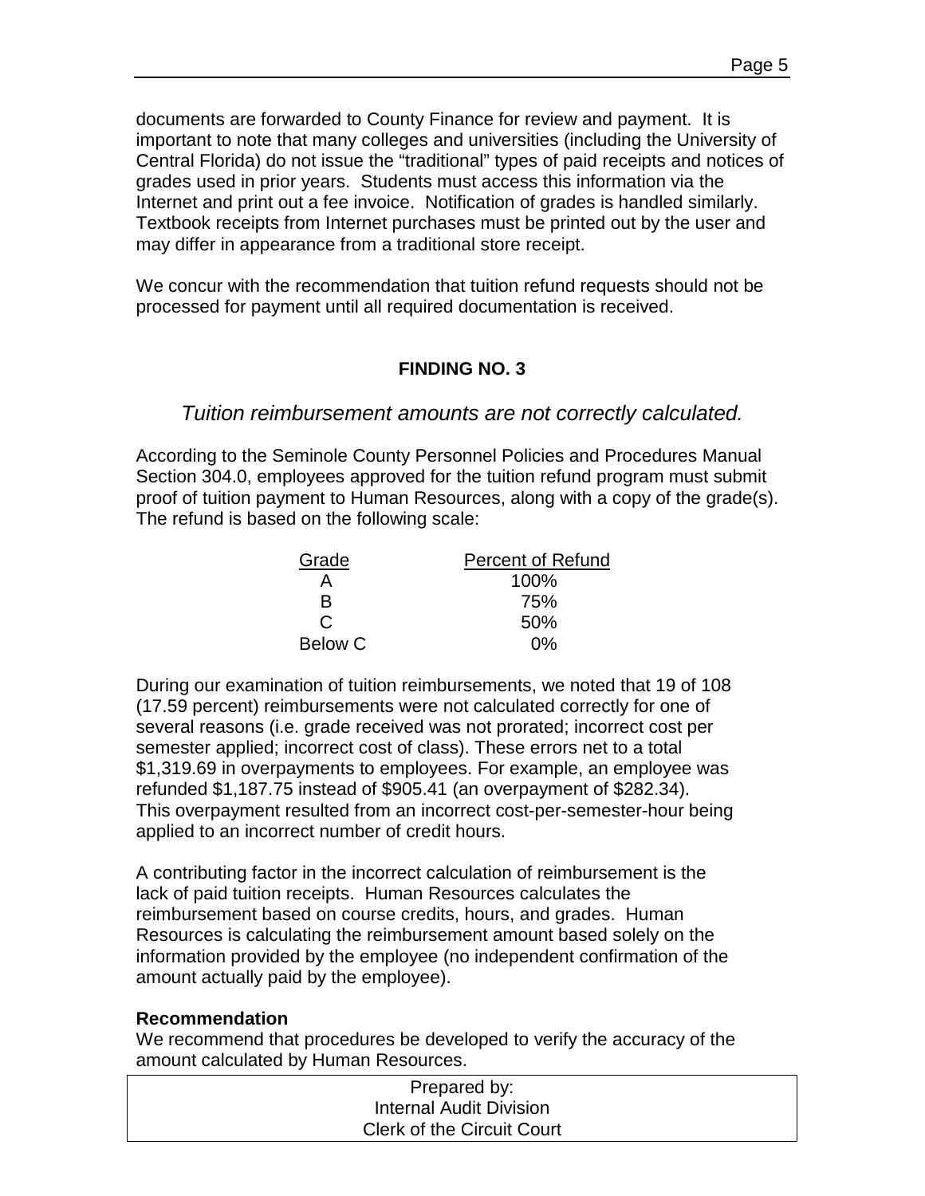documents are forwarded to County Finance for review and payment. It is important to note that many colleges and universities (including the University of Central Florida) do not issue the "traditional" types of paid receipts and notices of grades used in prior years. Students must access this information via the Internet and print out a fee invoice. Notification of grades is handled similarly. Textbook receipts from Internet purchases must be printed out by the user and may differ in appearance from a traditional store receipt.

We concur with the recommendation that tuition refund requests should not be processed for payment until all required documentation is received.

### FINDING NO. 3

*Tuition reimbursement amounts are not correctly calculated.*

According to the Seminole County Personnel Policies and Procedures Manual Section 304.0, employees approved for the tuition refund program must submit proof of tuition payment to Human Resources, along with a copy of the grade(s). The refund is based on the following scale:

| Grade | Percent of Refund |
|---|---|
| A | 100% |
| B | 75% |
| C | 50% |
| Below C | 0% |

During our examination of tuition reimbursements, we noted that 19 of 108 (17.59 percent) reimbursements were not calculated correctly for one of several reasons (i.e. grade received was not prorated; incorrect cost per semester applied; incorrect cost of class). These errors net to a total $1,319.69 in overpayments to employees. For example, an employee was refunded $1,187.75 instead of $905.41 (an overpayment of $282.34). This overpayment resulted from an incorrect cost-per-semester-hour being applied to an incorrect number of credit hours.

A contributing factor in the incorrect calculation of reimbursement is the lack of paid tuition receipts. Human Resources calculates the reimbursement based on course credits, hours, and grades. Human Resources is calculating the reimbursement amount based solely on the information provided by the employee (no independent confirmation of the amount actually paid by the employee).

**Recommendation**

We recommend that procedures be developed to verify the accuracy of the amount calculated by Human Resources.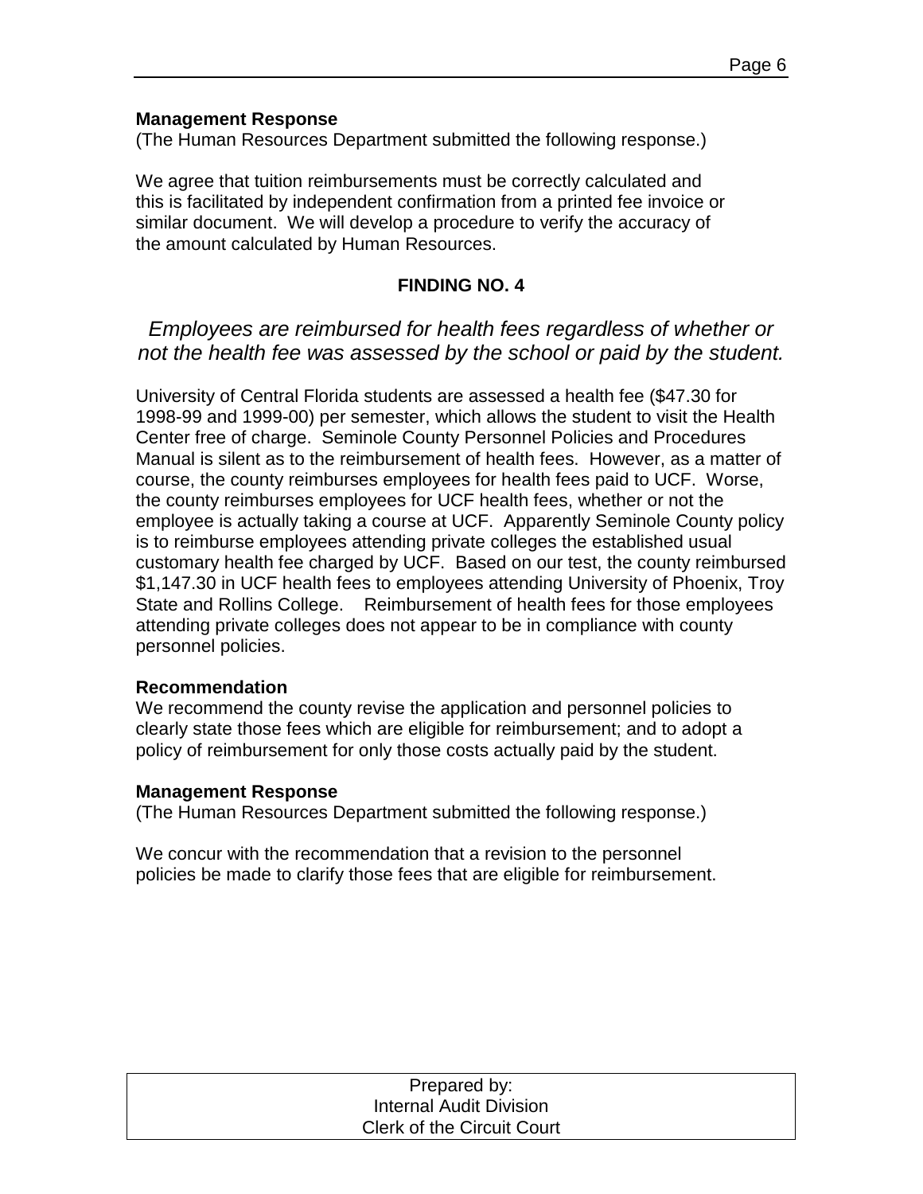**Management Response**

(The Human Resources Department submitted the following response.)

We agree that tuition reimbursements must be correctly calculated and this is facilitated by independent confirmation from a printed fee invoice or similar document. We will develop a procedure to verify the accuracy of the amount calculated by Human Resources.

## FINDING NO. 4

*Employees are reimbursed for health fees regardless of whether or not the health fee was assessed by the school or paid by the student.*

University of Central Florida students are assessed a health fee ($47.30 for 1998-99 and 1999-00) per semester, which allows the student to visit the Health Center free of charge. Seminole County Personnel Policies and Procedures Manual is silent as to the reimbursement of health fees. However, as a matter of course, the county reimburses employees for health fees paid to UCF. Worse, the county reimburses employees for UCF health fees, whether or not the employee is actually taking a course at UCF. Apparently Seminole County policy is to reimburse employees attending private colleges the established usual customary health fee charged by UCF. Based on our test, the county reimbursed $1,147.30 in UCF health fees to employees attending University of Phoenix, Troy State and Rollins College. Reimbursement of health fees for those employees attending private colleges does not appear to be in compliance with county personnel policies.

**Recommendation**

We recommend the county revise the application and personnel policies to clearly state those fees which are eligible for reimbursement; and to adopt a policy of reimbursement for only those costs actually paid by the student.

**Management Response**

(The Human Resources Department submitted the following response.)

We concur with the recommendation that a revision to the personnel policies be made to clarify those fees that are eligible for reimbursement.

Prepared by:
Internal Audit Division
Clerk of the Circuit Court